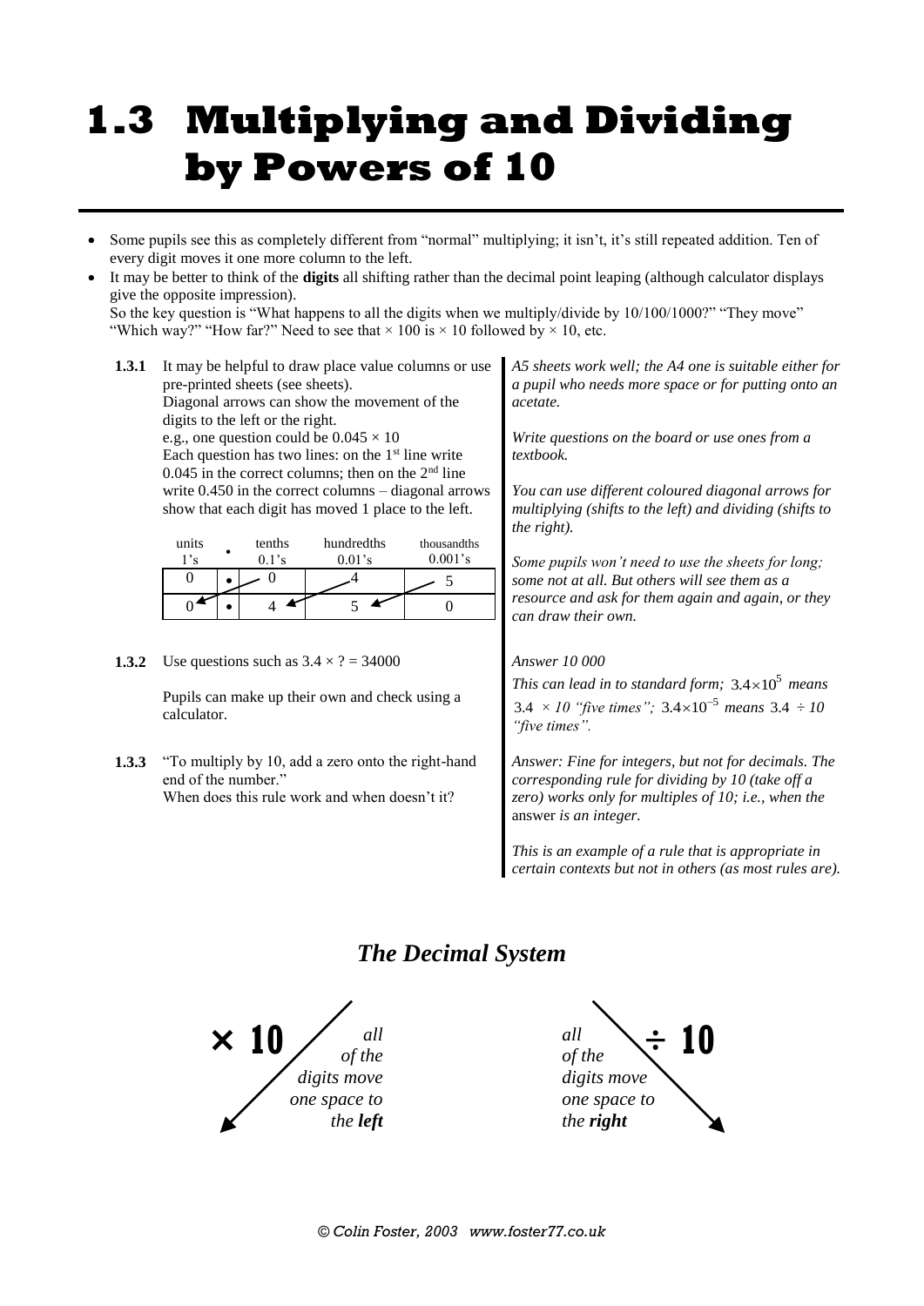# 1.3 Multiplying and Dividing by Powers of 10

- Some pupils see this as completely different from "normal" multiplying; it isn't, it's still repeated addition. Ten of every digit moves it one more column to the left.
- It may be better to think of the **digits** all shifting rather than the decimal point leaping (although calculator displays give the opposite impression).
  So the key question is "What happens to all the digits when we multiply/divide by 10/100/1000?" "They move" "Which way?" "How far?" Need to see that $\times$ 100 is $\times$ 10 followed by $\times$ 10, etc.

**1.3.1** It may be helpful to draw place value columns or use pre-printed sheets (see sheets).
Diagonal arrows can show the movement of the digits to the left or the right.
e.g., one question could be $0.045 \times 10$
Each question has two lines: on the 1st line write 0.045 in the correct columns; then on the 2nd line write 0.450 in the correct columns – diagonal arrows show that each digit has moved 1 place to the left.

| units 1's | • | tenths 0.1's | hundredths 0.01's | thousandths 0.001's |
|---|---|---|---|---|
| 0 | • | 0 | 4 | 5 |
| 0 | • | 4 | 5 | 0 |

*A5 sheets work well; the A4 one is suitable either for a pupil who needs more space or for putting onto an acetate.*

*Write questions on the board or use ones from a textbook.*

*You can use different coloured diagonal arrows for multiplying (shifts to the left) and dividing (shifts to the right).*

*Some pupils won't need to use the sheets for long; some not at all. But others will see them as a resource and ask for them again and again, or they can draw their own.*

**1.3.2** Use questions such as $3.4 \times ? = 34000$

Pupils can make up their own and check using a calculator.

*Answer 10 000*

*This can lead in to standard form;* $3.4\times10^5$ *means* $3.4\ \times 10$ *"five times";* $3.4\times10^{-5}$ *means* $3.4\ \div 10$ *"five times".*

**1.3.3** "To multiply by 10, add a zero onto the right-hand end of the number."
When does this rule work and when doesn't it?

*Answer: Fine for integers, but not for decimals. The corresponding rule for dividing by 10 (take off a zero) works only for multiples of 10; i.e., when the* answer *is an integer.*

*This is an example of a rule that is appropriate in certain contexts but not in others (as most rules are).*

## *The Decimal System*

**× 10** — *all of the digits move one space to the* ***left***

**÷ 10** — *all of the digits move one space to the* ***right***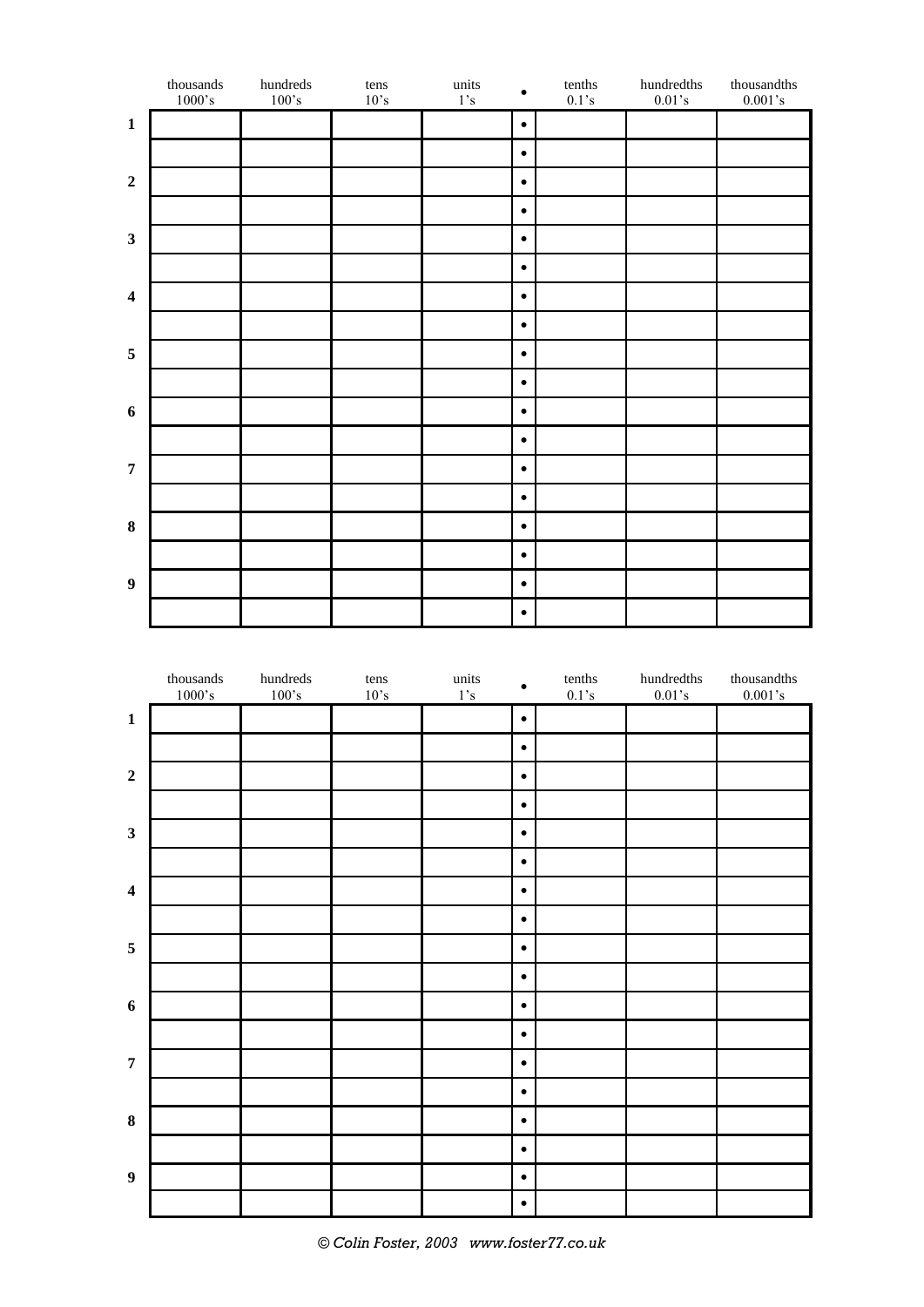| | thousands 1000's | hundreds 100's | tens 10's | units 1's | • | tenths 0.1's | hundredths 0.01's | thousandths 0.001's |
|---|---|---|---|---|---|---|---|---|
| **1** | | | | | • | | | |
| | | | | | • | | | |
| **2** | | | | | • | | | |
| | | | | | • | | | |
| **3** | | | | | • | | | |
| | | | | | • | | | |
| **4** | | | | | • | | | |
| | | | | | • | | | |
| **5** | | | | | • | | | |
| | | | | | • | | | |
| **6** | | | | | • | | | |
| | | | | | • | | | |
| **7** | | | | | • | | | |
| | | | | | • | | | |
| **8** | | | | | • | | | |
| | | | | | • | | | |
| **9** | | | | | • | | | |
| | | | | | • | | | |

| | thousands 1000's | hundreds 100's | tens 10's | units 1's | • | tenths 0.1's | hundredths 0.01's | thousandths 0.001's |
|---|---|---|---|---|---|---|---|---|
| **1** | | | | | • | | | |
| | | | | | • | | | |
| **2** | | | | | • | | | |
| | | | | | • | | | |
| **3** | | | | | • | | | |
| | | | | | • | | | |
| **4** | | | | | • | | | |
| | | | | | • | | | |
| **5** | | | | | • | | | |
| | | | | | • | | | |
| **6** | | | | | • | | | |
| | | | | | • | | | |
| **7** | | | | | • | | | |
| | | | | | • | | | |
| **8** | | | | | • | | | |
| | | | | | • | | | |
| **9** | | | | | • | | | |
| | | | | | • | | | |

*© Colin Foster, 2003 www.foster77.co.uk*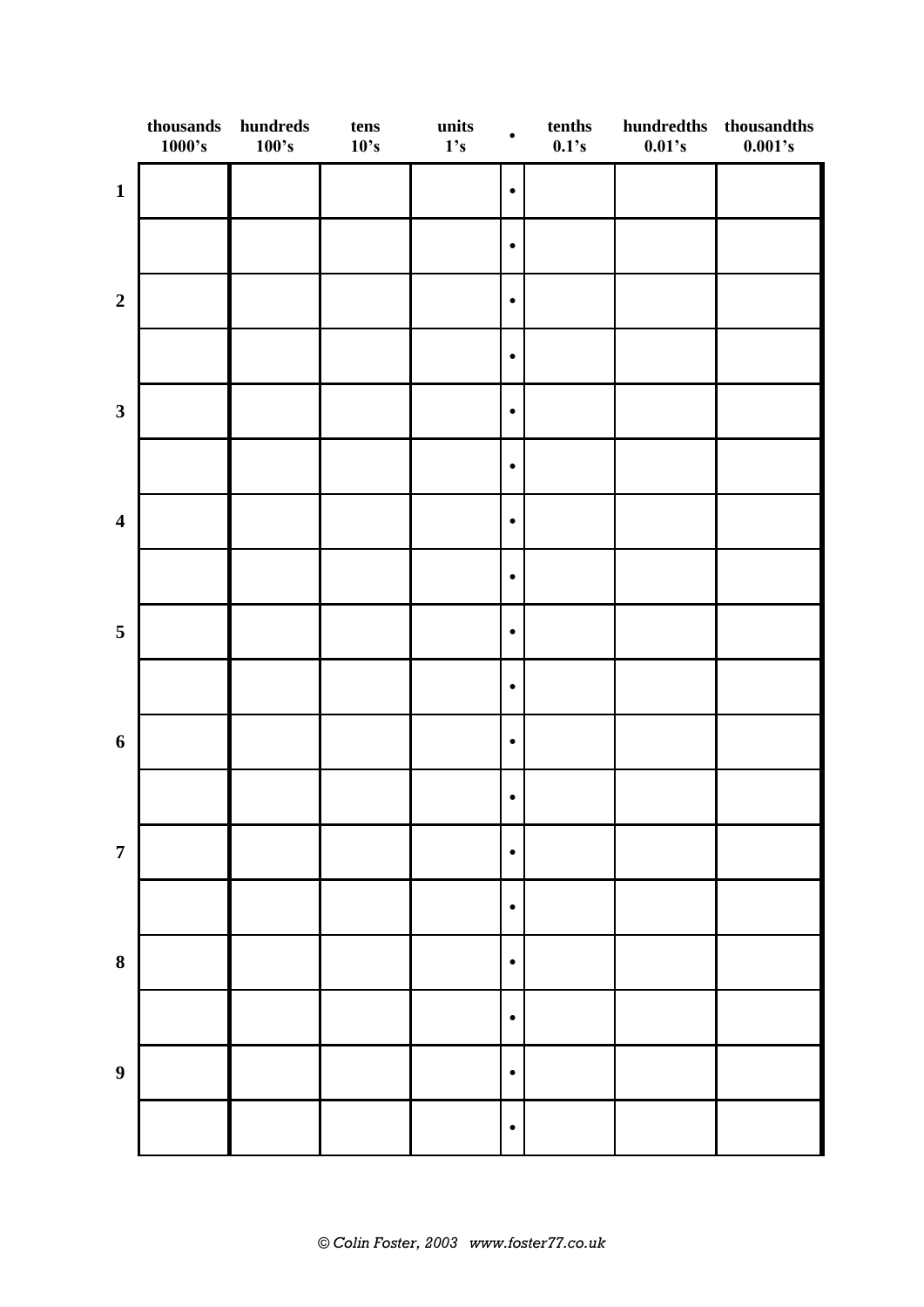| | thousands 1000's | hundreds 100's | tens 10's | units 1's | • | tenths 0.1's | hundredths 0.01's | thousandths 0.001's |
|---|---|---|---|---|---|---|---|---|
| **1** | | | | | • | | | |
| | | | | | • | | | |
| **2** | | | | | • | | | |
| | | | | | • | | | |
| **3** | | | | | • | | | |
| | | | | | • | | | |
| **4** | | | | | • | | | |
| | | | | | • | | | |
| **5** | | | | | • | | | |
| | | | | | • | | | |
| **6** | | | | | • | | | |
| | | | | | • | | | |
| **7** | | | | | • | | | |
| | | | | | • | | | |
| **8** | | | | | • | | | |
| | | | | | • | | | |
| **9** | | | | | • | | | |
| | | | | | • | | | |

*© Colin Foster, 2003 www.foster77.co.uk*